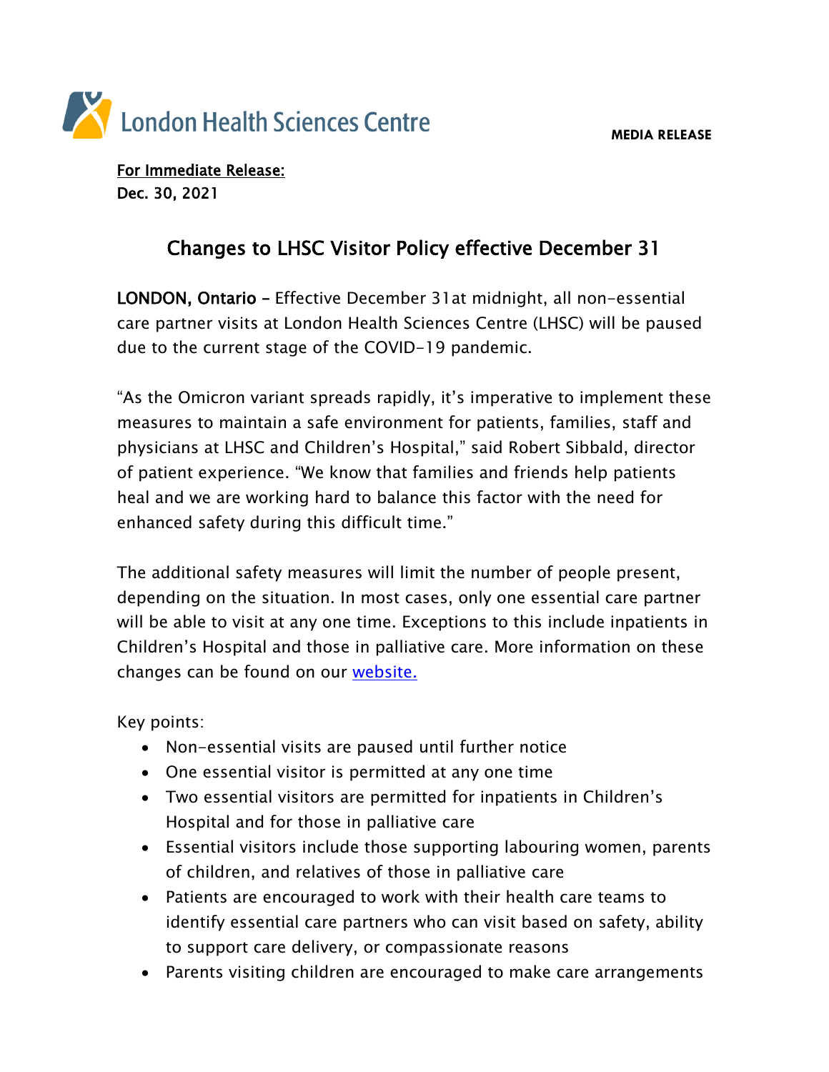London Health Sciences Centre

MEDIA RELEASE

For Immediate Release:
Dec. 30, 2021

# Changes to LHSC Visitor Policy effective December 31

**LONDON, Ontario –** Effective December 31at midnight, all non-essential care partner visits at London Health Sciences Centre (LHSC) will be paused due to the current stage of the COVID-19 pandemic.

"As the Omicron variant spreads rapidly, it's imperative to implement these measures to maintain a safe environment for patients, families, staff and physicians at LHSC and Children's Hospital," said Robert Sibbald, director of patient experience. "We know that families and friends help patients heal and we are working hard to balance this factor with the need for enhanced safety during this difficult time."

The additional safety measures will limit the number of people present, depending on the situation. In most cases, only one essential care partner will be able to visit at any one time. Exceptions to this include inpatients in Children's Hospital and those in palliative care. More information on these changes can be found on our website.

Key points:

- Non-essential visits are paused until further notice
- One essential visitor is permitted at any one time
- Two essential visitors are permitted for inpatients in Children's Hospital and for those in palliative care
- Essential visitors include those supporting labouring women, parents of children, and relatives of those in palliative care
- Patients are encouraged to work with their health care teams to identify essential care partners who can visit based on safety, ability to support care delivery, or compassionate reasons
- Parents visiting children are encouraged to make care arrangements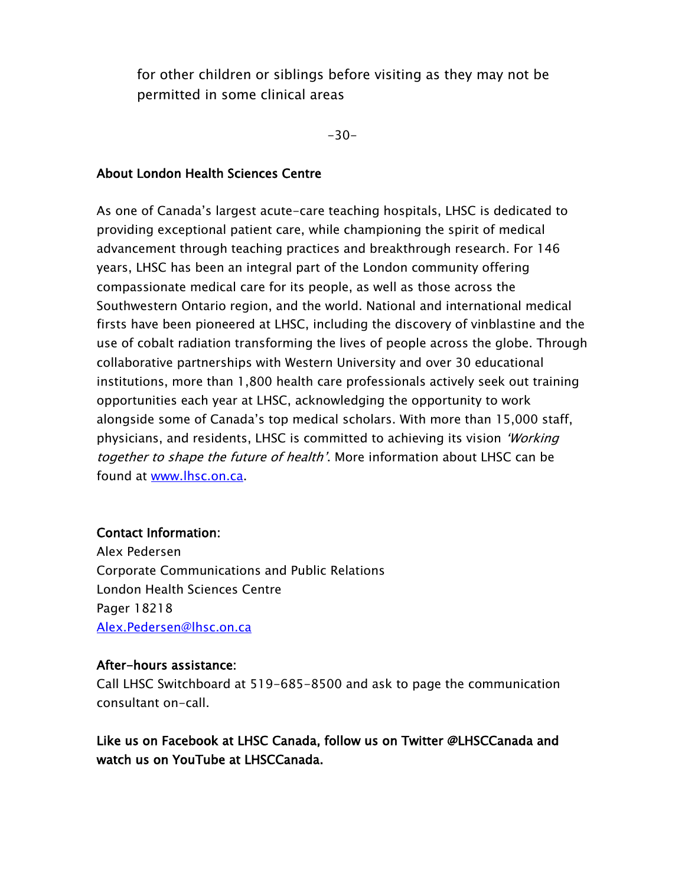for other children or siblings before visiting as they may not be permitted in some clinical areas

-30-

**About London Health Sciences Centre**

As one of Canada's largest acute-care teaching hospitals, LHSC is dedicated to providing exceptional patient care, while championing the spirit of medical advancement through teaching practices and breakthrough research. For 146 years, LHSC has been an integral part of the London community offering compassionate medical care for its people, as well as those across the Southwestern Ontario region, and the world. National and international medical firsts have been pioneered at LHSC, including the discovery of vinblastine and the use of cobalt radiation transforming the lives of people across the globe. Through collaborative partnerships with Western University and over 30 educational institutions, more than 1,800 health care professionals actively seek out training opportunities each year at LHSC, acknowledging the opportunity to work alongside some of Canada's top medical scholars. With more than 15,000 staff, physicians, and residents, LHSC is committed to achieving its vision *'Working together to shape the future of health'*. More information about LHSC can be found at [www.lhsc.on.ca](http://www.lhsc.on.ca).

**Contact Information**:
Alex Pedersen
Corporate Communications and Public Relations
London Health Sciences Centre
Pager 18218
[Alex.Pedersen@lhsc.on.ca](mailto:Alex.Pedersen@lhsc.on.ca)

**After-hours assistance**:
Call LHSC Switchboard at 519-685-8500 and ask to page the communication consultant on-call.

**Like us on Facebook at LHSC Canada, follow us on Twitter @LHSCCanada and watch us on YouTube at LHSCCanada.**